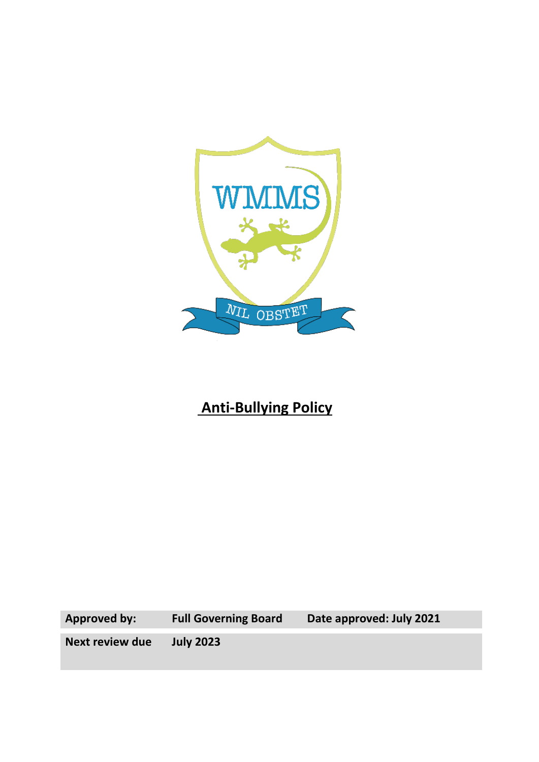WMMS

NIL OBSTET

# Anti-Bullying Policy

| Approved by: | Full Governing Board | Date approved: July 2021 |
| --- | --- | --- |
| Next review due | July 2023 | |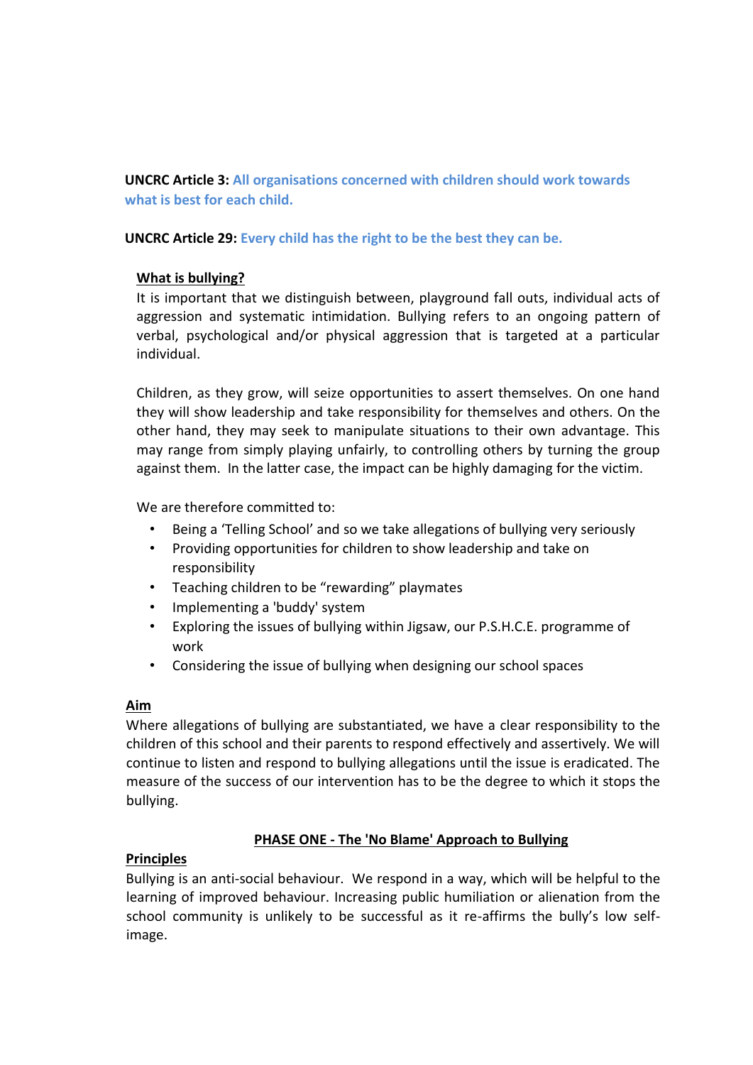**UNCRC Article 3:** All organisations concerned with children should work towards what is best for each child.

**UNCRC Article 29:** Every child has the right to be the best they can be.

**What is bullying?**

It is important that we distinguish between, playground fall outs, individual acts of aggression and systematic intimidation. Bullying refers to an ongoing pattern of verbal, psychological and/or physical aggression that is targeted at a particular individual.

Children, as they grow, will seize opportunities to assert themselves. On one hand they will show leadership and take responsibility for themselves and others. On the other hand, they may seek to manipulate situations to their own advantage. This may range from simply playing unfairly, to controlling others by turning the group against them. In the latter case, the impact can be highly damaging for the victim.

We are therefore committed to:

- Being a 'Telling School' and so we take allegations of bullying very seriously
- Providing opportunities for children to show leadership and take on responsibility
- Teaching children to be "rewarding" playmates
- Implementing a 'buddy' system
- Exploring the issues of bullying within Jigsaw, our P.S.H.C.E. programme of work
- Considering the issue of bullying when designing our school spaces

**Aim**

Where allegations of bullying are substantiated, we have a clear responsibility to the children of this school and their parents to respond effectively and assertively. We will continue to listen and respond to bullying allegations until the issue is eradicated. The measure of the success of our intervention has to be the degree to which it stops the bullying.

## PHASE ONE - The 'No Blame' Approach to Bullying

**Principles**

Bullying is an anti-social behaviour. We respond in a way, which will be helpful to the learning of improved behaviour. Increasing public humiliation or alienation from the school community is unlikely to be successful as it re-affirms the bully's low self-image.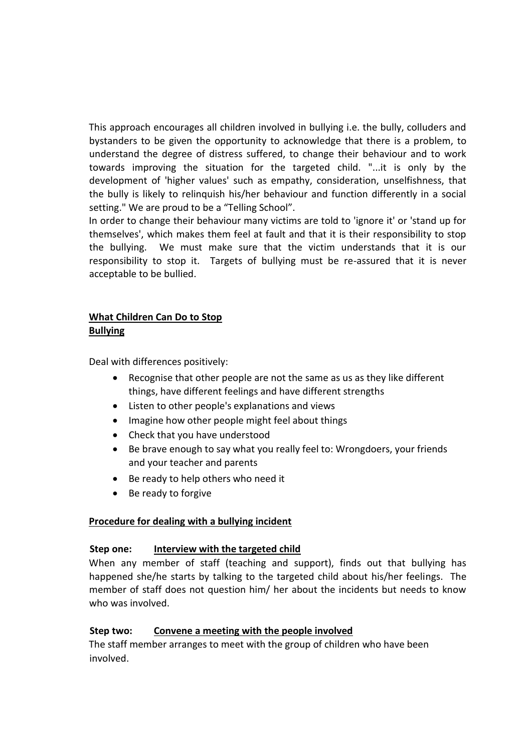This approach encourages all children involved in bullying i.e. the bully, colluders and bystanders to be given the opportunity to acknowledge that there is a problem, to understand the degree of distress suffered, to change their behaviour and to work towards improving the situation for the targeted child. "...it is only by the development of 'higher values' such as empathy, consideration, unselfishness, that the bully is likely to relinquish his/her behaviour and function differently in a social setting." We are proud to be a "Telling School".

In order to change their behaviour many victims are told to 'ignore it' or 'stand up for themselves', which makes them feel at fault and that it is their responsibility to stop the bullying. We must make sure that the victim understands that it is our responsibility to stop it. Targets of bullying must be re-assured that it is never acceptable to be bullied.

## What Children Can Do to Stop Bullying

Deal with differences positively:

- Recognise that other people are not the same as us as they like different things, have different feelings and have different strengths
- Listen to other people's explanations and views
- Imagine how other people might feel about things
- Check that you have understood
- Be brave enough to say what you really feel to: Wrongdoers, your friends and your teacher and parents
- Be ready to help others who need it
- Be ready to forgive

## Procedure for dealing with a bullying incident

### Step one: Interview with the targeted child

When any member of staff (teaching and support), finds out that bullying has happened she/he starts by talking to the targeted child about his/her feelings. The member of staff does not question him/ her about the incidents but needs to know who was involved.

### Step two: Convene a meeting with the people involved

The staff member arranges to meet with the group of children who have been involved.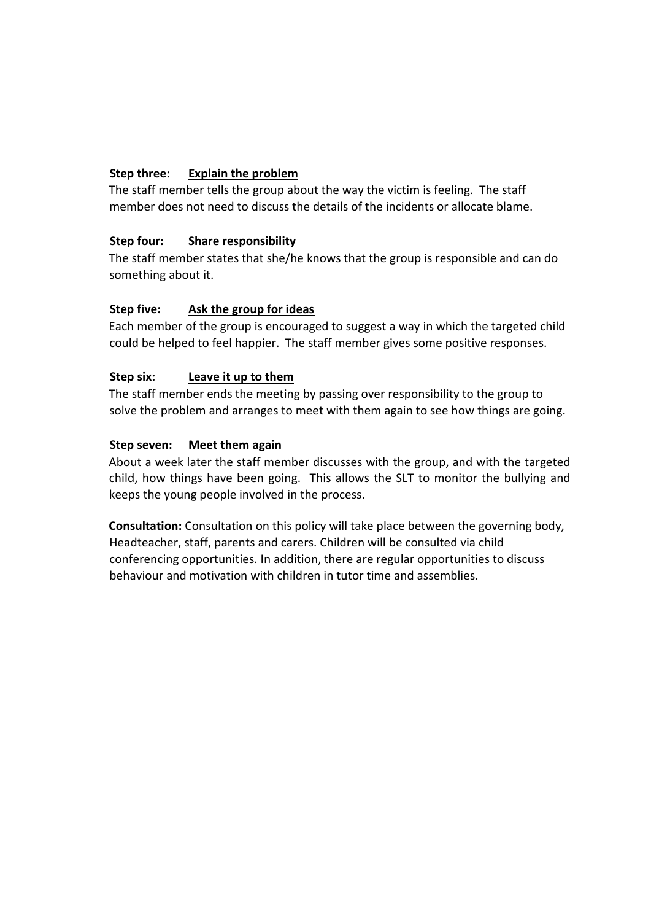**Step three:** <u>**Explain the problem**</u>

The staff member tells the group about the way the victim is feeling. The staff member does not need to discuss the details of the incidents or allocate blame.

**Step four:** <u>**Share responsibility**</u>

The staff member states that she/he knows that the group is responsible and can do something about it.

**Step five:** <u>**Ask the group for ideas**</u>

Each member of the group is encouraged to suggest a way in which the targeted child could be helped to feel happier. The staff member gives some positive responses.

**Step six:** <u>**Leave it up to them**</u>

The staff member ends the meeting by passing over responsibility to the group to solve the problem and arranges to meet with them again to see how things are going.

**Step seven:** <u>**Meet them again**</u>

About a week later the staff member discusses with the group, and with the targeted child, how things have been going. This allows the SLT to monitor the bullying and keeps the young people involved in the process.

**Consultation:** Consultation on this policy will take place between the governing body, Headteacher, staff, parents and carers. Children will be consulted via child conferencing opportunities. In addition, there are regular opportunities to discuss behaviour and motivation with children in tutor time and assemblies.